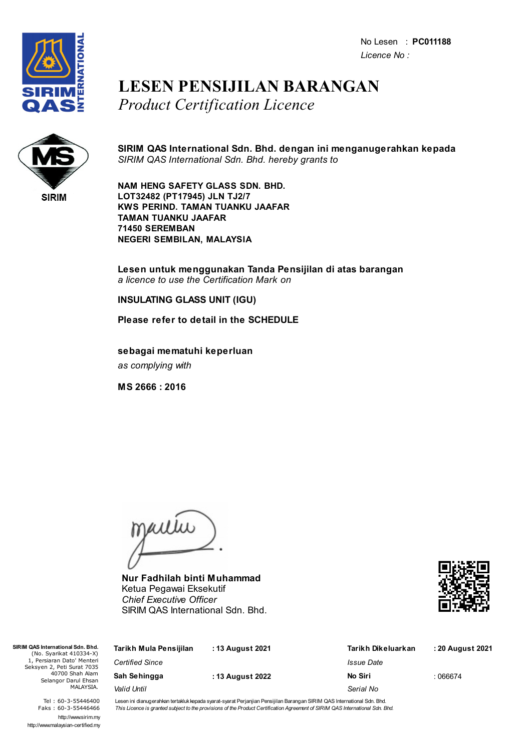No Lesen : **PC011188**
*Licence No :*

# LESEN PENSIJILAN BARANGAN
*Product Certification Licence*

**SIRIM QAS International Sdn. Bhd. dengan ini menganugerahkan kepada**
*SIRIM QAS International Sdn. Bhd. hereby grants to*

**NAM HENG SAFETY GLASS SDN. BHD.**
**LOT32482 (PT17945) JLN TJ2/7**
**KWS PERIND. TAMAN TUANKU JAAFAR**
**TAMAN TUANKU JAAFAR**
**71450 SEREMBAN**
**NEGERI SEMBILAN, MALAYSIA**

**Lesen untuk menggunakan Tanda Pensijilan di atas barangan**
*a licence to use the Certification Mark on*

**INSULATING GLASS UNIT (IGU)**

**Please refer to detail in the SCHEDULE**

**sebagai mematuhi keperluan**
*as complying with*

**MS 2666 : 2016**

**Nur Fadhilah binti Muhammad**
Ketua Pegawai Eksekutif
*Chief Executive Officer*
SIRIM QAS International Sdn. Bhd.

**SIRIM QAS International Sdn. Bhd.**
(No. Syarikat 410334-X)
1, Persiaran Dato' Menteri
Seksyen 2, Peti Surat 7035
40700 Shah Alam
Selangor Darul Ehsan
MALAYSIA.

Tel : 60-3-55446400
Faks : 60-3-55446466
http://www.sirim.my
http://www.malaysian-certified.my

| | | | |
|---|---|---|---|
| **Tarikh Mula Pensijilan** *Certified Since* | : 13 August 2021 | **Tarikh Dikeluarkan** *Issue Date* | : 20 August 2021 |
| **Sah Sehingga** *Valid Until* | : 13 August 2022 | **No Siri** *Serial No* | : 066674 |

Lesen ini dianugerahkan tertakluk kepada syarat-syarat Perjanjian Pensijilan Barangan SIRIM QAS International Sdn. Bhd.
*This Licence is granted subject to the provisions of the Product Certification Agreement of SIRIM QAS International Sdn. Bhd.*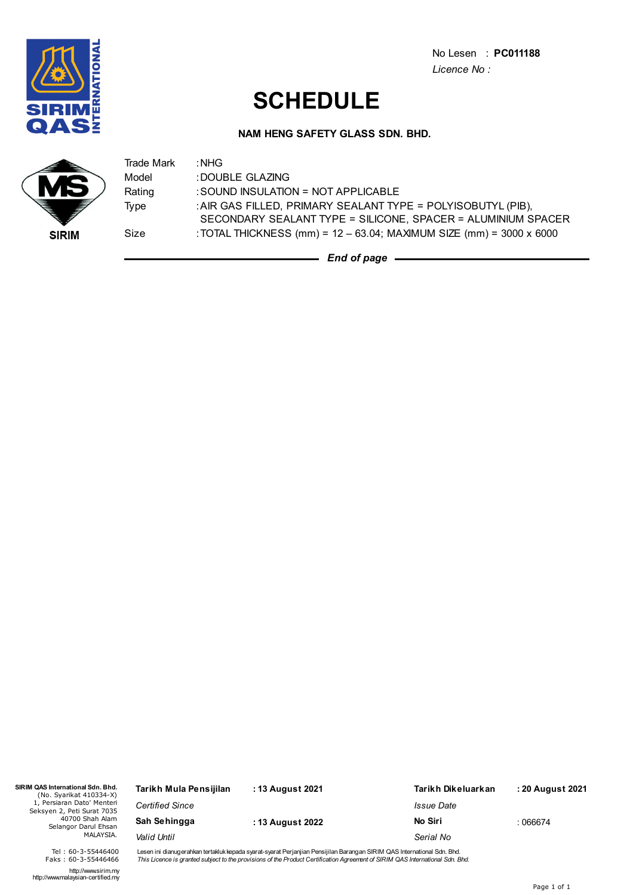No Lesen : **PC011188**
*Licence No :*

# SCHEDULE

**NAM HENG SAFETY GLASS SDN. BHD.**

| | |
|---|---|
| Trade Mark | : NHG |
| Model | : DOUBLE GLAZING |
| Rating | : SOUND INSULATION = NOT APPLICABLE |
| Type | : AIR GAS FILLED, PRIMARY SEALANT TYPE = POLYISOBUTYL (PIB), SECONDARY SEALANT TYPE = SILICONE, SPACER = ALUMINIUM SPACER |
| Size | : TOTAL THICKNESS (mm) = 12 – 63.04; MAXIMUM SIZE (mm) = 3000 x 6000 |

***End of page***

**SIRIM QAS International Sdn. Bhd.**
(No. Syarikat 410334-X)
1, Persiaran Dato' Menteri
Seksyen 2, Peti Surat 7035
40700 Shah Alam
Selangor Darul Ehsan
MALAYSIA.

Tel : 60-3-55446400
Faks : 60-3-55446466

http://www.sirim.my
http://www.malaysian-certified.my

| | | | |
|---|---|---|---|
| **Tarikh Mula Pensijilan** *Certified Since* | **: 13 August 2021** | **Tarikh Dikeluarkan** *Issue Date* | **: 20 August 2021** |
| **Sah Sehingga** *Valid Until* | **: 13 August 2022** | **No Siri** *Serial No* | : 066674 |

Lesen ini dianugerahkan tertakluk kepada syarat-syarat Perjanjian Pensijilan Barangan SIRIM QAS International Sdn. Bhd.
*This Licence is granted subject to the provisions of the Product Certification Agreement of SIRIM QAS International Sdn. Bhd.*